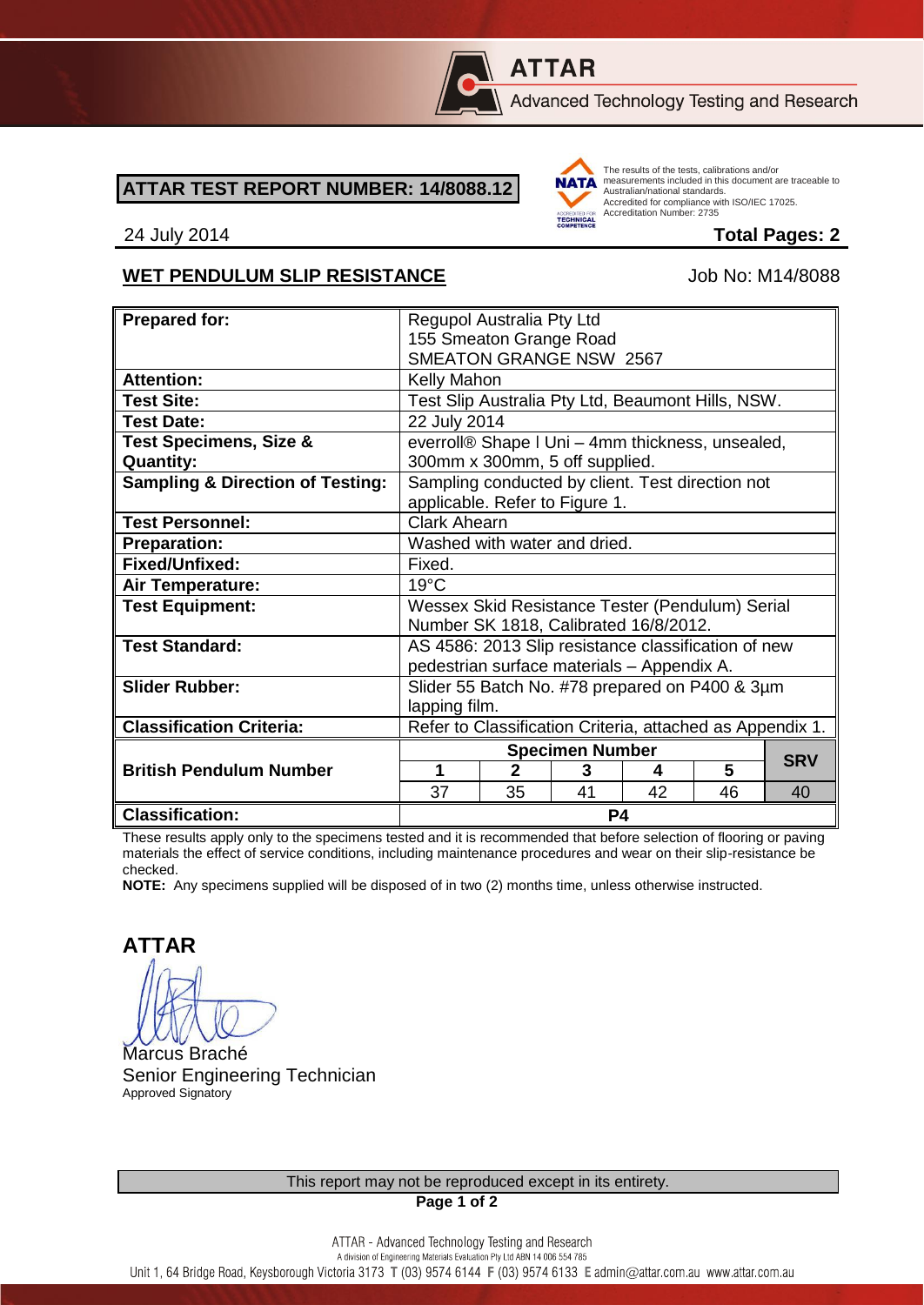**ATTAR**

Advanced Technology Testing and Research

## ATTAR TEST REPORT NUMBER: 14/8088.12

The results of the tests, calibrations and/or measurements included in this document are traceable to Australian/national standards.
Accredited for compliance with ISO/IEC 17025.
Accreditation Number: 2735

24 July 2014 **Total Pages: 2**

### WET PENDULUM SLIP RESISTANCE

Job No: M14/8088

| | | | | | | |
|---|---|---|---|---|---|---|
| **Prepared for:** | Regupol Australia Pty Ltd<br>155 Smeaton Grange Road<br>SMEATON GRANGE NSW 2567 | | | | | |
| **Attention:** | Kelly Mahon | | | | | |
| **Test Site:** | Test Slip Australia Pty Ltd, Beaumont Hills, NSW. | | | | | |
| **Test Date:** | 22 July 2014 | | | | | |
| **Test Specimens, Size & Quantity:** | everroll® Shape I Uni – 4mm thickness, unsealed, 300mm x 300mm, 5 off supplied. | | | | | |
| **Sampling & Direction of Testing:** | Sampling conducted by client. Test direction not applicable. Refer to Figure 1. | | | | | |
| **Test Personnel:** | Clark Ahearn | | | | | |
| **Preparation:** | Washed with water and dried. | | | | | |
| **Fixed/Unfixed:** | Fixed. | | | | | |
| **Air Temperature:** | 19°C | | | | | |
| **Test Equipment:** | Wessex Skid Resistance Tester (Pendulum) Serial Number SK 1818, Calibrated 16/8/2012. | | | | | |
| **Test Standard:** | AS 4586: 2013 Slip resistance classification of new pedestrian surface materials – Appendix A. | | | | | |
| **Slider Rubber:** | Slider 55 Batch No. #78 prepared on P400 & 3µm lapping film. | | | | | |
| **Classification Criteria:** | Refer to Classification Criteria, attached as Appendix 1. | | | | | |
| **British Pendulum Number** | **Specimen Number** | | | | | **SRV** |
| | **1** | **2** | **3** | **4** | **5** | |
| | 37 | 35 | 41 | 42 | 46 | 40 |
| **Classification:** | **P4** | | | | | |

These results apply only to the specimens tested and it is recommended that before selection of flooring or paving materials the effect of service conditions, including maintenance procedures and wear on their slip-resistance be checked.

**NOTE:** Any specimens supplied will be disposed of in two (2) months time, unless otherwise instructed.

**ATTAR**

Marcus Braché
Senior Engineering Technician
Approved Signatory

This report may not be reproduced except in its entirety.

ATTAR - Advanced Technology Testing and Research
A division of Engineering Materials Evaluation Pty Ltd ABN 14 006 554 785
Unit 1, 64 Bridge Road, Keysborough Victoria 3173 T (03) 9574 6144 F (03) 9574 6133 E admin@attar.com.au www.attar.com.au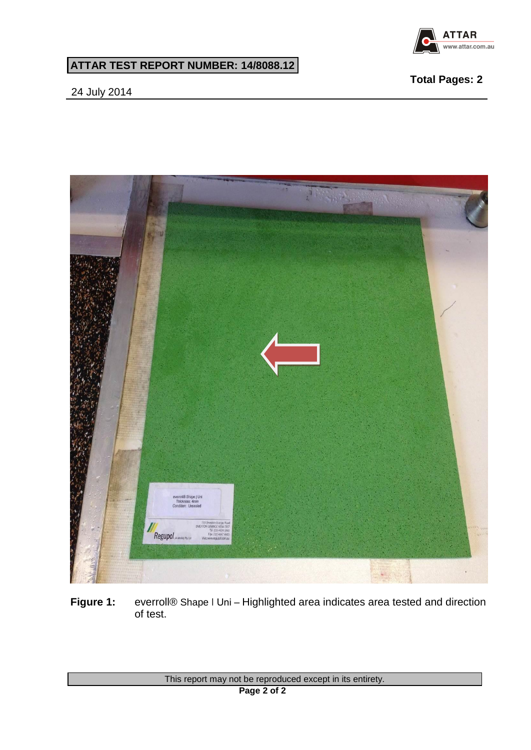**ATTAR TEST REPORT NUMBER: 14/8088.12**

24 July 2014

**Total Pages: 2**

**Figure 1:** everroll® Shape I Uni – Highlighted area indicates area tested and direction of test.

This report may not be reproduced except in its entirety.